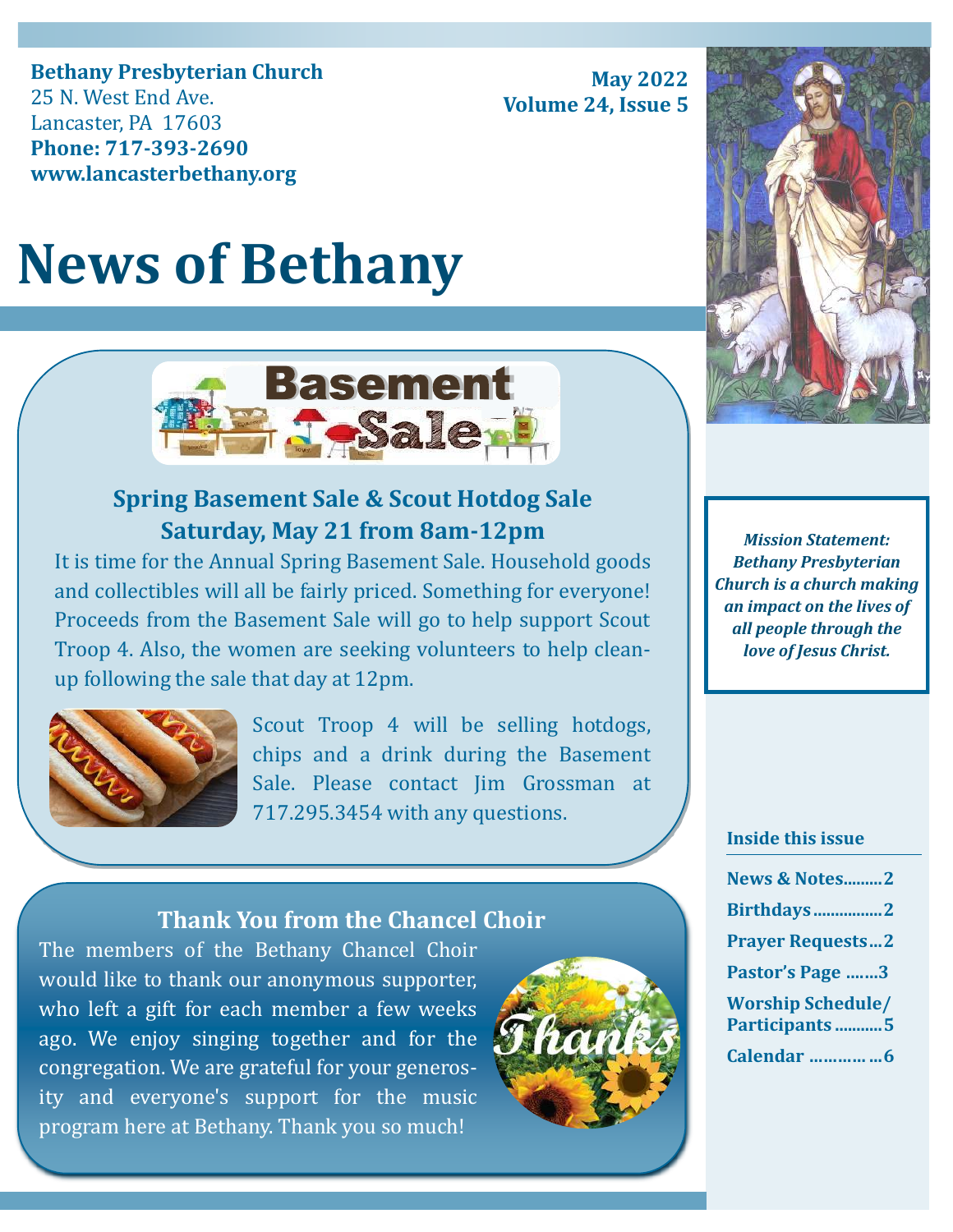**Bethany Presbyterian Church**
25 N. West End Ave.
Lancaster, PA 17603
**Phone: 717-393-2690**
**www.lancasterbethany.org**

**May 2022**
**Volume 24, Issue 5**

# News of Bethany

## Spring Basement Sale & Scout Hotdog Sale
## Saturday, May 21 from 8am-12pm

It is time for the Annual Spring Basement Sale. Household goods and collectibles will all be fairly priced. Something for everyone! Proceeds from the Basement Sale will go to help support Scout Troop 4. Also, the women are seeking volunteers to help clean-up following the sale that day at 12pm.

Scout Troop 4 will be selling hotdogs, chips and a drink during the Basement Sale. Please contact Jim Grossman at 717.295.3454 with any questions.

## Thank You from the Chancel Choir

The members of the Bethany Chancel Choir would like to thank our anonymous supporter, who left a gift for each member a few weeks ago. We enjoy singing together and for the congregation. We are grateful for your generosity and everyone's support for the music program here at Bethany. Thank you so much!

***Mission Statement: Bethany Presbyterian Church is a church making an impact on the lives of all people through the love of Jesus Christ.***

**Inside this issue**

| | |
|---|---|
| News & Notes | 2 |
| Birthdays | 2 |
| Prayer Requests | 2 |
| Pastor's Page | 3 |
| Worship Schedule/ Participants | 5 |
| Calendar | 6 |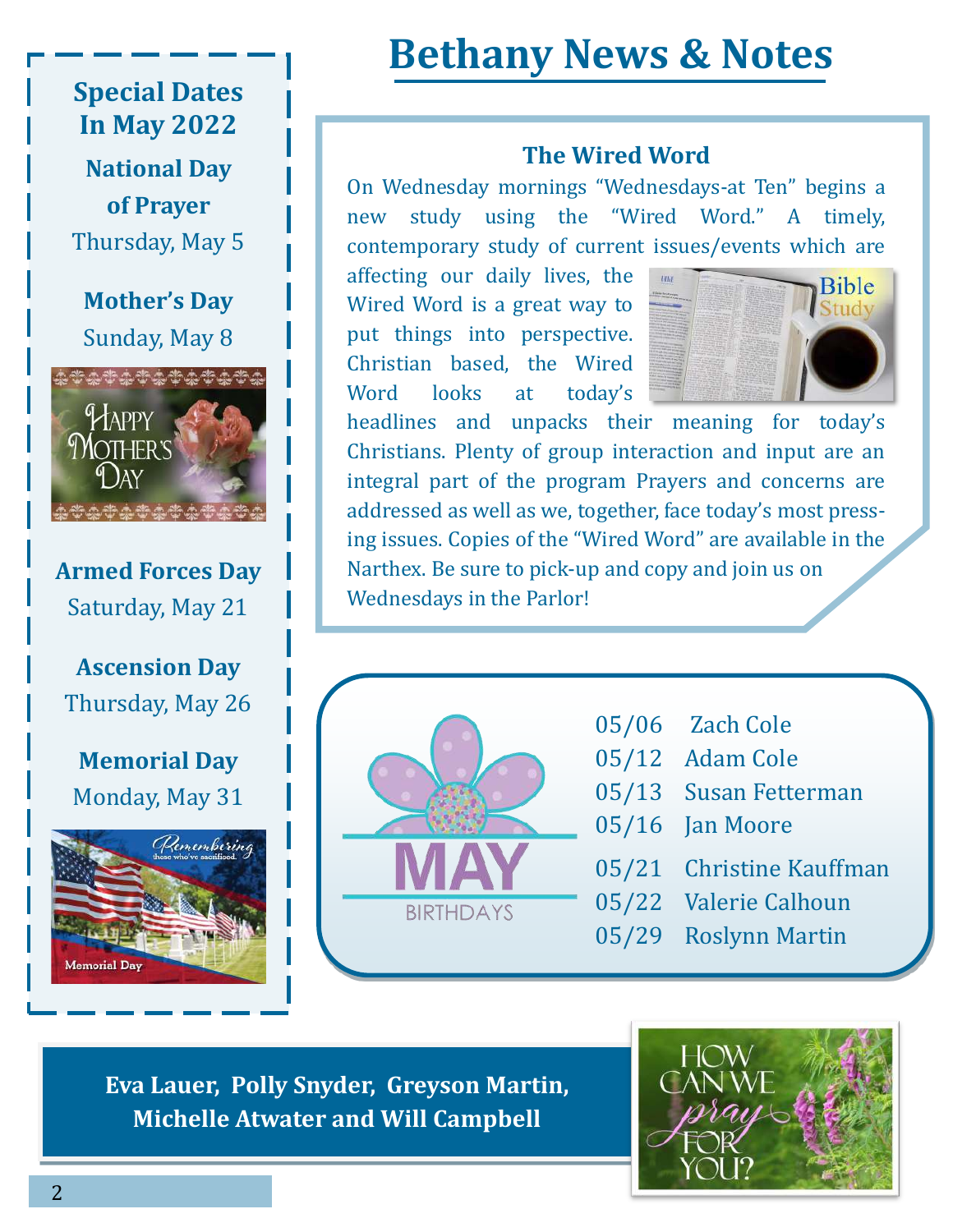# Bethany News & Notes

### The Wired Word

On Wednesday mornings "Wednesdays-at Ten" begins a new study using the "Wired Word." A timely, contemporary study of current issues/events which are affecting our daily lives, the Wired Word is a great way to put things into perspective. Christian based, the Wired Word looks at today's headlines and unpacks their meaning for today's Christians. Plenty of group interaction and input are an integral part of the program Prayers and concerns are addressed as well as we, together, face today's most pressing issues. Copies of the "Wired Word" are available in the Narthex. Be sure to pick-up and copy and join us on Wednesdays in the Parlor!

## Special Dates In May 2022

**National Day of Prayer**
Thursday, May 5

**Mother's Day**
Sunday, May 8

**Armed Forces Day**
Saturday, May 21

**Ascension Day**
Thursday, May 26

**Memorial Day**
Monday, May 31

## MAY BIRTHDAYS

05/06 Zach Cole
05/12 Adam Cole
05/13 Susan Fetterman
05/16 Jan Moore
05/21 Christine Kauffman
05/22 Valerie Calhoun
05/29 Roslynn Martin

**Eva Lauer, Polly Snyder, Greyson Martin, Michelle Atwater and Will Campbell**

HOW CAN WE pray FOR YOU?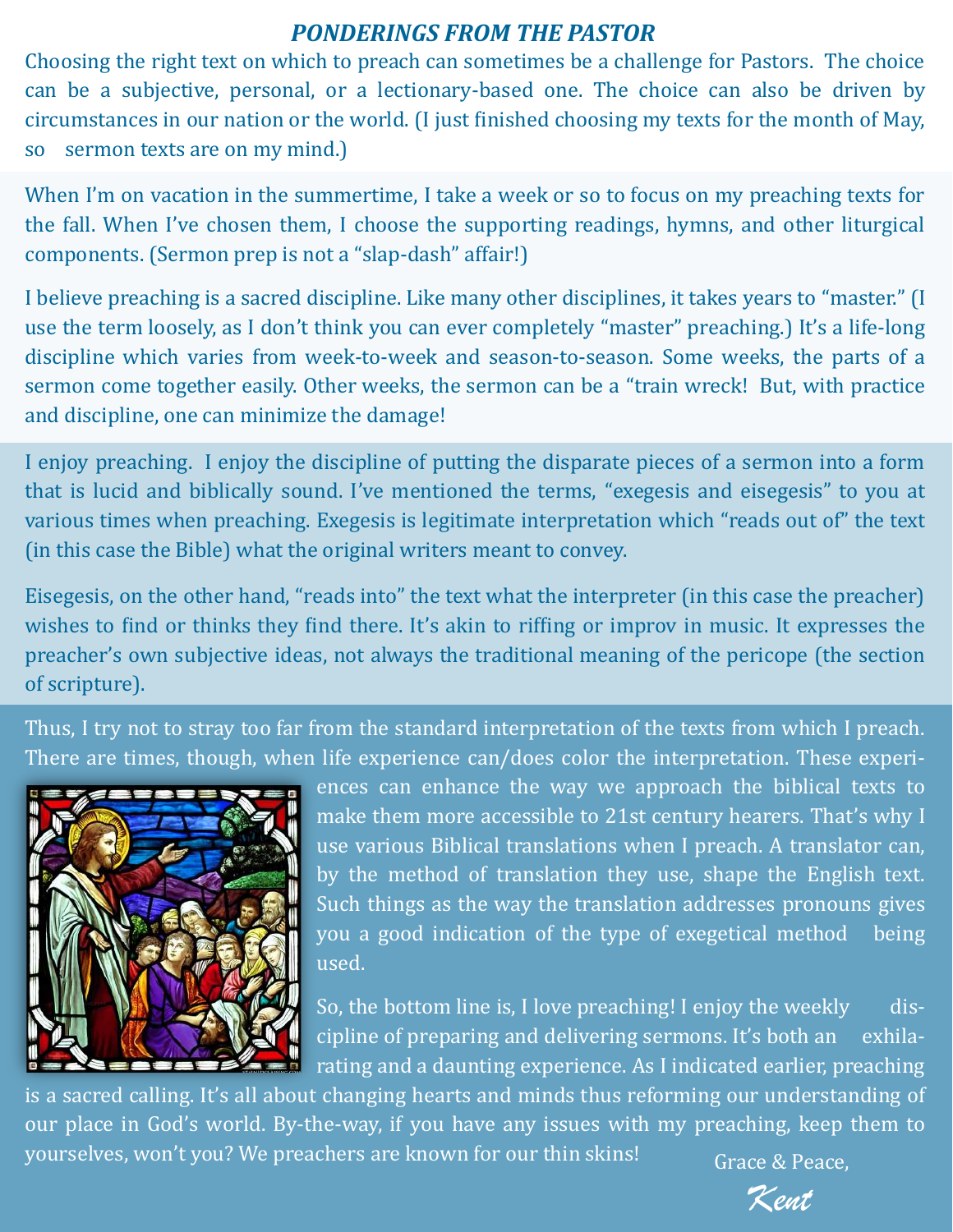## *PONDERINGS FROM THE PASTOR*

Choosing the right text on which to preach can sometimes be a challenge for Pastors. The choice can be a subjective, personal, or a lectionary-based one. The choice can also be driven by circumstances in our nation or the world. (I just finished choosing my texts for the month of May, so sermon texts are on my mind.)

When I'm on vacation in the summertime, I take a week or so to focus on my preaching texts for the fall. When I've chosen them, I choose the supporting readings, hymns, and other liturgical components. (Sermon prep is not a "slap-dash" affair!)

I believe preaching is a sacred discipline. Like many other disciplines, it takes years to "master." (I use the term loosely, as I don't think you can ever completely "master" preaching.) It's a life-long discipline which varies from week-to-week and season-to-season. Some weeks, the parts of a sermon come together easily. Other weeks, the sermon can be a "train wreck! But, with practice and discipline, one can minimize the damage!

I enjoy preaching. I enjoy the discipline of putting the disparate pieces of a sermon into a form that is lucid and biblically sound. I've mentioned the terms, "exegesis and eisegesis" to you at various times when preaching. Exegesis is legitimate interpretation which "reads out of" the text (in this case the Bible) what the original writers meant to convey.

Eisegesis, on the other hand, "reads into" the text what the interpreter (in this case the preacher) wishes to find or thinks they find there. It's akin to riffing or improv in music. It expresses the preacher's own subjective ideas, not always the traditional meaning of the pericope (the section of scripture).

Thus, I try not to stray too far from the standard interpretation of the texts from which I preach. There are times, though, when life experience can/does color the interpretation. These experiences can enhance the way we approach the biblical texts to make them more accessible to 21st century hearers. That's why I use various Biblical translations when I preach. A translator can, by the method of translation they use, shape the English text. Such things as the way the translation addresses pronouns gives you a good indication of the type of exegetical method being used.

So, the bottom line is, I love preaching! I enjoy the weekly discipline of preparing and delivering sermons. It's both an exhilarating and a daunting experience. As I indicated earlier, preaching is a sacred calling. It's all about changing hearts and minds thus reforming our understanding of our place in God's world. By-the-way, if you have any issues with my preaching, keep them to yourselves, won't you? We preachers are known for our thin skins!

Grace & Peace,

*Kent*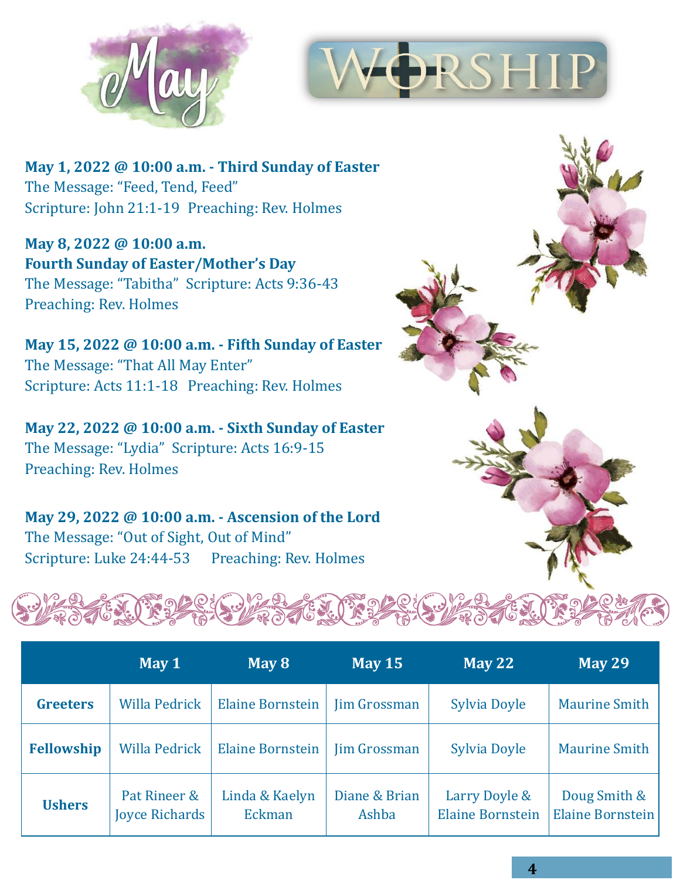# May

# WORSHIP

**May 1, 2022 @ 10:00 a.m. - Third Sunday of Easter**
The Message: "Feed, Tend, Feed"
Scripture: John 21:1-19 Preaching: Rev. Holmes

**May 8, 2022 @ 10:00 a.m.**
**Fourth Sunday of Easter/Mother's Day**
The Message: "Tabitha" Scripture: Acts 9:36-43
Preaching: Rev. Holmes

**May 15, 2022 @ 10:00 a.m. - Fifth Sunday of Easter**
The Message: "That All May Enter"
Scripture: Acts 11:1-18 Preaching: Rev. Holmes

**May 22, 2022 @ 10:00 a.m. - Sixth Sunday of Easter**
The Message: "Lydia" Scripture: Acts 16:9-15
Preaching: Rev. Holmes

**May 29, 2022 @ 10:00 a.m. - Ascension of the Lord**
The Message: "Out of Sight, Out of Mind"
Scripture: Luke 24:44-53 Preaching: Rev. Holmes

| | May 1 | May 8 | May 15 | May 22 | May 29 |
|---|---|---|---|---|---|
| **Greeters** | Willa Pedrick | Elaine Bornstein | Jim Grossman | Sylvia Doyle | Maurine Smith |
| **Fellowship** | Willa Pedrick | Elaine Bornstein | Jim Grossman | Sylvia Doyle | Maurine Smith |
| **Ushers** | Pat Rineer & Joyce Richards | Linda & Kaelyn Eckman | Diane & Brian Ashba | Larry Doyle & Elaine Bornstein | Doug Smith & Elaine Bornstein |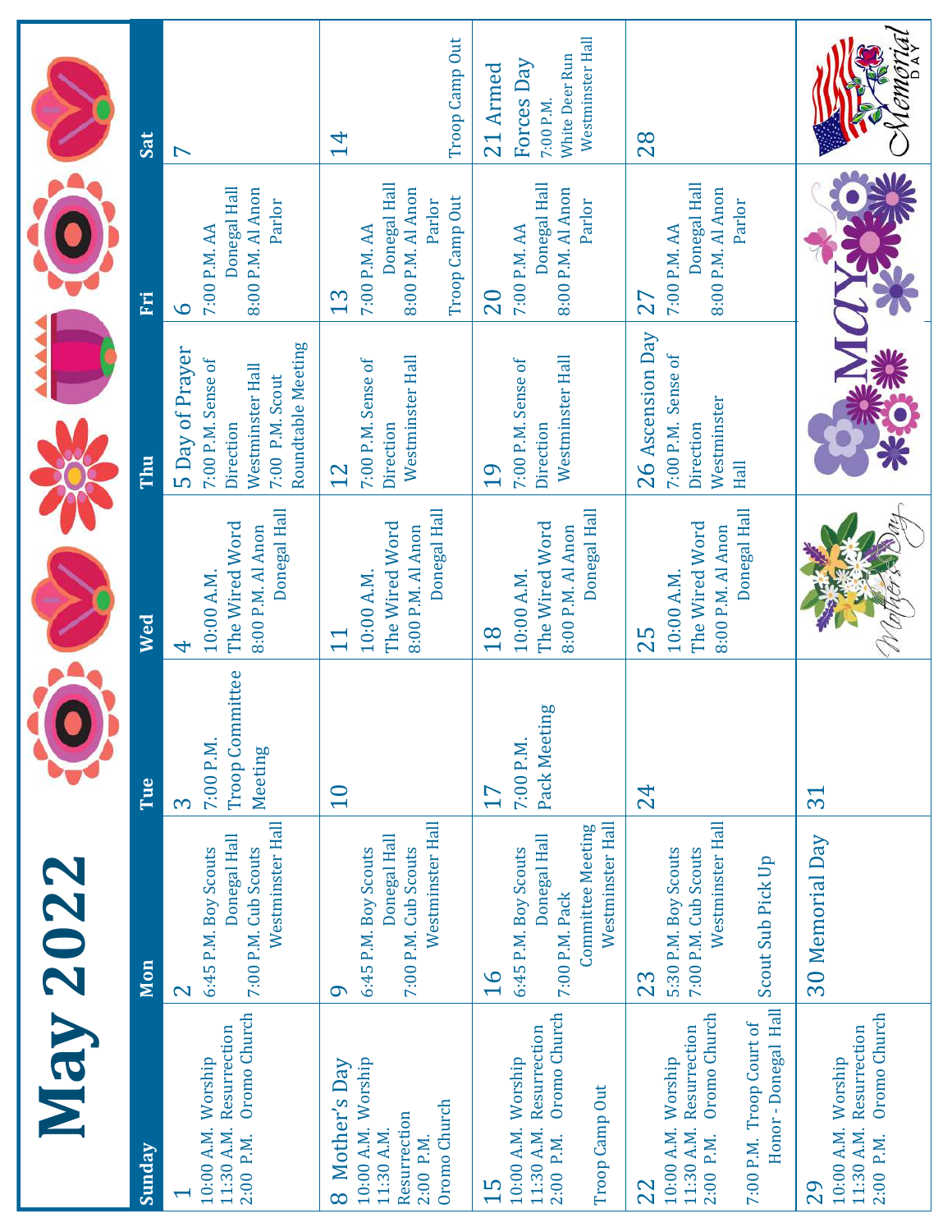# May 2022

| Sunday | Mon | Tue | Wed | Thu | Fri | Sat |
|---|---|---|---|---|---|---|
| 1<br>10:00 A.M. Worship<br>11:30 A.M. Resurrection<br>2:00 P.M. Oromo Church | 2<br>6:45 P.M. Boy Scouts<br>Donegal Hall<br>7:00 P.M. Cub Scouts<br>Westminster Hall | 3<br>7:00 P.M.<br>Troop Committee Meeting | 4<br>10:00 A.M.<br>The Wired Word<br>8:00 P.M. Al Anon<br>Donegal Hall | 5 Day of Prayer<br>7:00 P.M. Sense of Direction<br>Westminster Hall<br>7:00 P.M. Scout Roundtable Meeting | 6<br>7:00 P.M. AA<br>Donegal Hall<br>8:00 P.M. Al Anon<br>Parlor | 7 |
| 8 Mother's Day<br>10:00 A.M. Worship<br>11:30 A.M.<br>Resurrection<br>2:00 P.M.<br>Oromo Church | 9<br>6:45 P.M. Boy Scouts<br>Donegal Hall<br>7:00 P.M. Cub Scouts<br>Westminster Hall | 10 | 11<br>10:00 A.M.<br>The Wired Word<br>8:00 P.M. Al Anon<br>Donegal Hall | 12<br>7:00 P.M. Sense of Direction<br>Westminster Hall | 13<br>7:00 P.M. AA<br>Donegal Hall<br>8:00 P.M. Al Anon<br>Parlor<br>Troop Camp Out | 14<br>Troop Camp Out |
| 15<br>10:00 A.M. Worship<br>11:30 A.M. Resurrection<br>2:00 P.M. Oromo Church<br>Troop Camp Out | 16<br>6:45 P.M. Boy Scouts<br>Donegal Hall<br>7:00 P.M. Pack Committee Meeting<br>Westminster Hall | 17<br>7:00 P.M.<br>Pack Meeting | 18<br>10:00 A.M.<br>The Wired Word<br>8:00 P.M. Al Anon<br>Donegal Hall | 19<br>7:00 P.M. Sense of Direction<br>Westminster Hall | 20<br>7:00 P.M. AA<br>Donegal Hall<br>8:00 P.M. Al Anon<br>Parlor | 21 Armed Forces Day<br>7:00 P.M.<br>White Deer Run<br>Westminster Hall |
| 22<br>10:00 A.M. Worship<br>11:30 A.M. Resurrection<br>2:00 P.M. Oromo Church<br>7:00 P.M. Troop Court of Honor - Donegal Hall | 23<br>5:30 P.M. Boy Scouts<br>7:00 P.M. Cub Scouts<br>Westminster Hall<br>Scout Sub Pick Up | 24 | 25<br>10:00 A.M.<br>The Wired Word<br>8:00 P.M. Al Anon<br>Donegal Hall | 26 Ascension Day<br>7:00 P.M. Sense of Direction<br>Westminster Hall | 27<br>7:00 P.M. AA<br>Donegal Hall<br>8:00 P.M. Al Anon<br>Parlor | 28 |
| 29<br>10:00 A.M. Worship<br>11:30 A.M. Resurrection<br>2:00 P.M. Oromo Church | 30 Memorial Day | 31 | Mother's Day | May | | Memorial Day |